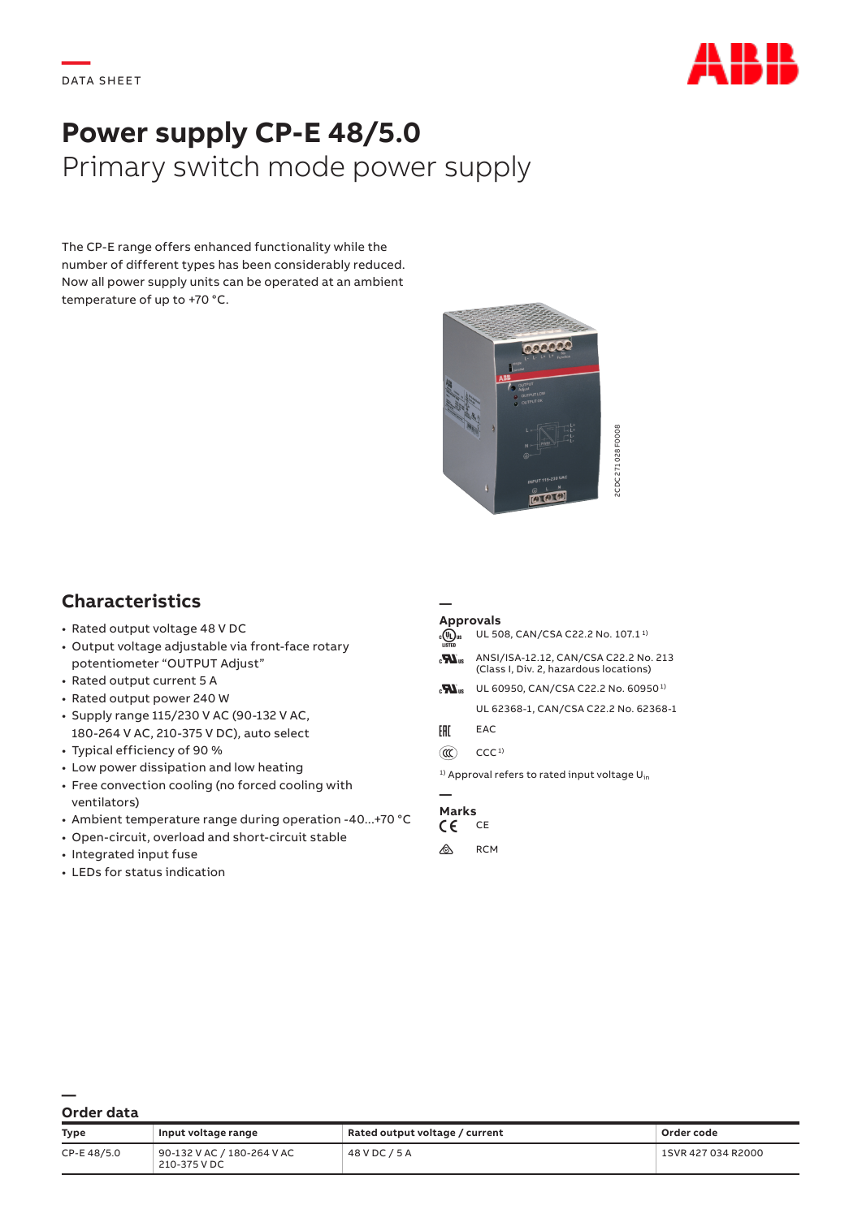DATA SHEET

# Power supply CP-E 48/5.0

Primary switch mode power supply

The CP-E range offers enhanced functionality while the number of different types has been considerably reduced. Now all power supply units can be operated at an ambient temperature of up to +70 °C.

2CDC 271 028 F0008

## Characteristics

- Rated output voltage 48 V DC
- Output voltage adjustable via front-face rotary potentiometer "OUTPUT Adjust"
- Rated output current 5 A
- Rated output power 240 W
- Supply range 115/230 V AC (90-132 V AC, 180-264 V AC, 210-375 V DC), auto select
- Typical efficiency of 90 %
- Low power dissipation and low heating
- Free convection cooling (no forced cooling with ventilators)
- Ambient temperature range during operation -40...+70 °C
- Open-circuit, overload and short-circuit stable
- Integrated input fuse
- LEDs for status indication

### Approvals

- UL 508, CAN/CSA C22.2 No. 107.1 [1]
- ANSI/ISA-12.12, CAN/CSA C22.2 No. 213 (Class I, Div. 2, hazardous locations)
- UL 60950, CAN/CSA C22.2 No. 60950 [1]
- UL 62368-1, CAN/CSA C22.2 No. 62368-1
- EAC
- CCC [1]

[1] Approval refers to rated input voltage $U_{in}$

### Marks

- CE
- RCM

## Order data

| Type | Input voltage range | Rated output voltage / current | Order code |
|---|---|---|---|
| CP-E 48/5.0 | 90-132 V AC / 180-264 V AC 210-375 V DC | 48 V DC / 5 A | 1SVR 427 034 R2000 |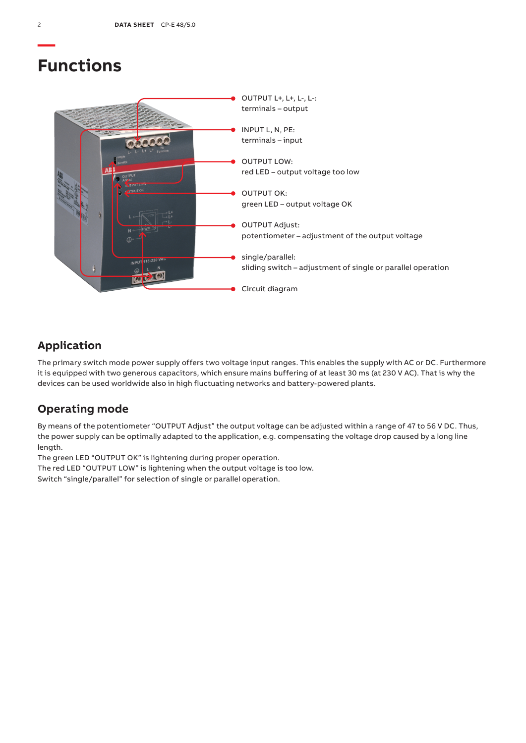# Functions

- OUTPUT L+, L+, L-, L-: terminals – output
- INPUT L, N, PE: terminals – input
- OUTPUT LOW: red LED – output voltage too low
- OUTPUT OK: green LED – output voltage OK
- OUTPUT Adjust: potentiometer – adjustment of the output voltage
- single/parallel: sliding switch – adjustment of single or parallel operation
- Circuit diagram

## Application

The primary switch mode power supply offers two voltage input ranges. This enables the supply with AC or DC. Furthermore it is equipped with two generous capacitors, which ensure mains buffering of at least 30 ms (at 230 V AC). That is why the devices can be used worldwide also in high fluctuating networks and battery-powered plants.

## Operating mode

By means of the potentiometer “OUTPUT Adjust” the output voltage can be adjusted within a range of 47 to 56 V DC. Thus, the power supply can be optimally adapted to the application, e.g. compensating the voltage drop caused by a long line length.
The green LED “OUTPUT OK” is lightening during proper operation.
The red LED “OUTPUT LOW” is lightening when the output voltage is too low.
Switch “single/parallel” for selection of single or parallel operation.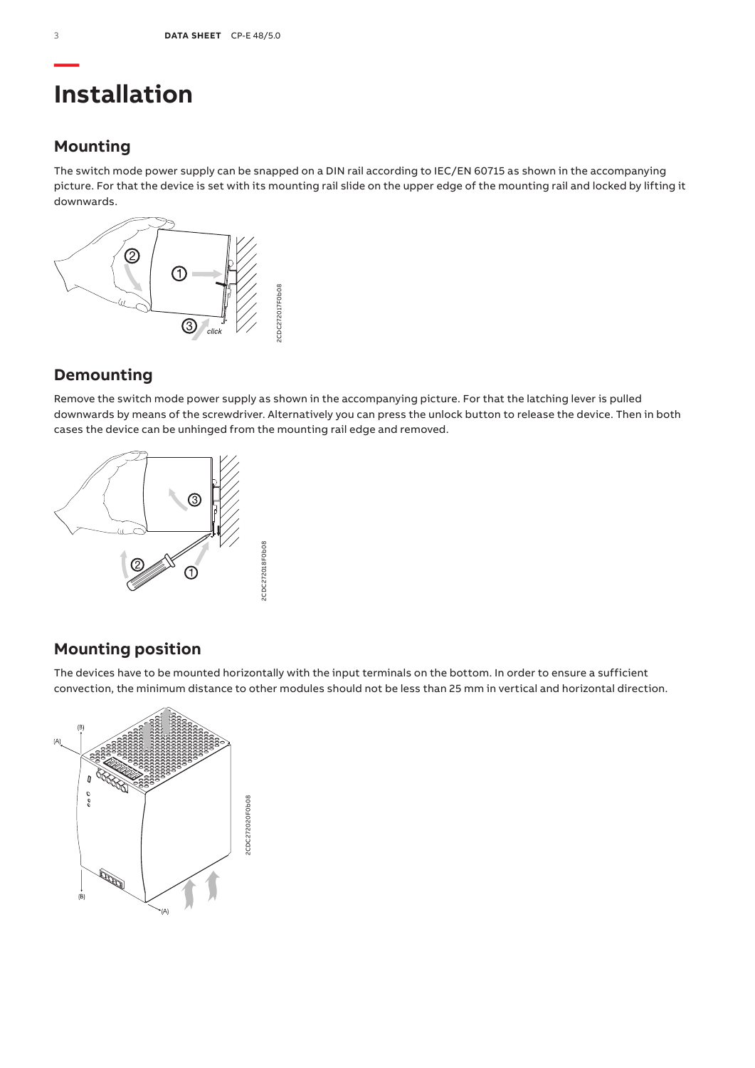# Installation

## Mounting

The switch mode power supply can be snapped on a DIN rail according to IEC/EN 60715 as shown in the accompanying picture. For that the device is set with its mounting rail slide on the upper edge of the mounting rail and locked by lifting it downwards.

## Demounting

Remove the switch mode power supply as shown in the accompanying picture. For that the latching lever is pulled downwards by means of the screwdriver. Alternatively you can press the unlock button to release the device. Then in both cases the device can be unhinged from the mounting rail edge and removed.

## Mounting position

The devices have to be mounted horizontally with the input terminals on the bottom. In order to ensure a sufficient convection, the minimum distance to other modules should not be less than 25 mm in vertical and horizontal direction.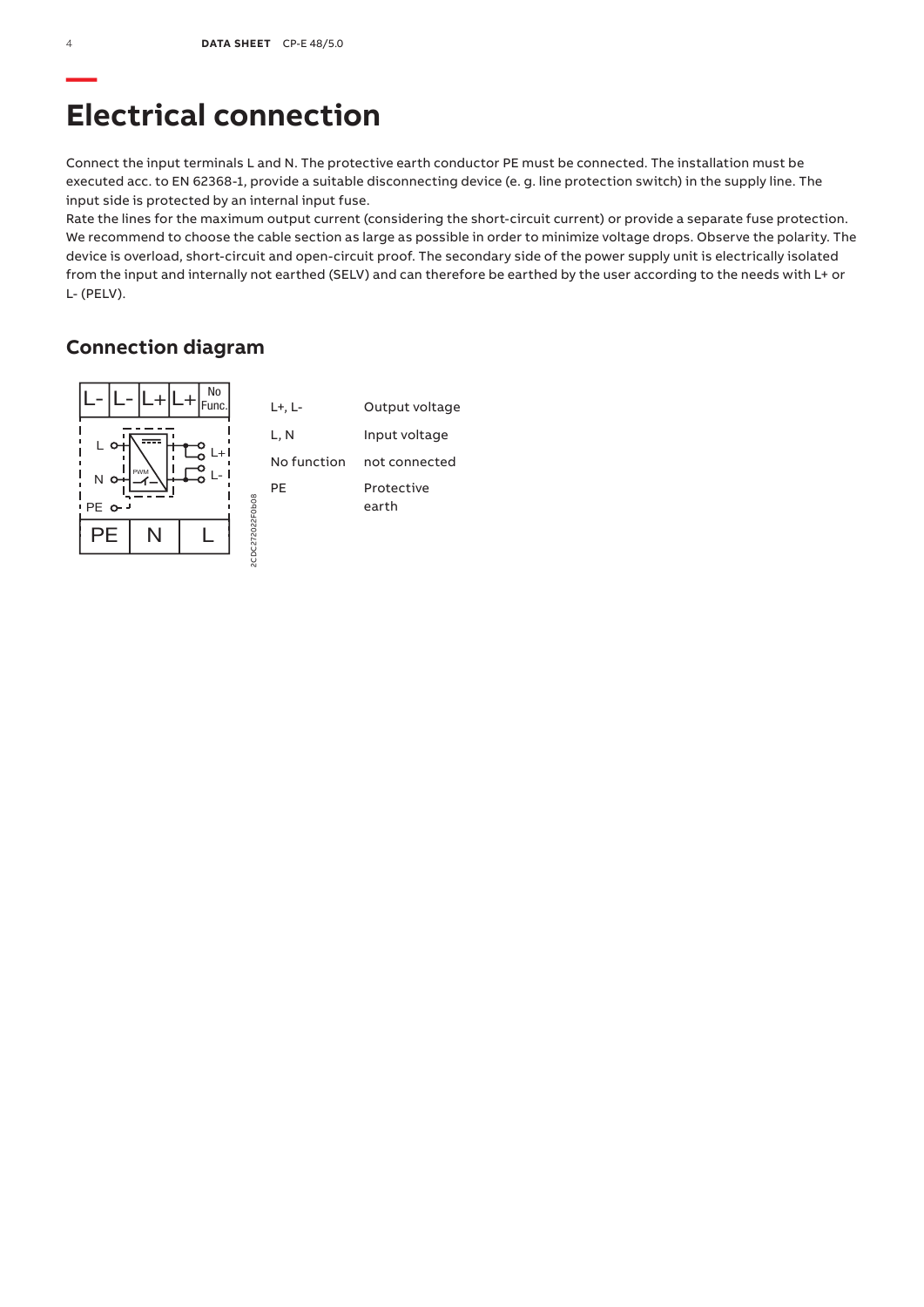# Electrical connection

Connect the input terminals L and N. The protective earth conductor PE must be connected. The installation must be executed acc. to EN 62368-1, provide a suitable disconnecting device (e. g. line protection switch) in the supply line. The input side is protected by an internal input fuse.
Rate the lines for the maximum output current (considering the short-circuit current) or provide a separate fuse protection. We recommend to choose the cable section as large as possible in order to minimize voltage drops. Observe the polarity. The device is overload, short-circuit and open-circuit proof. The secondary side of the power supply unit is electrically isolated from the input and internally not earthed (SELV) and can therefore be earthed by the user according to the needs with L+ or L- (PELV).

## Connection diagram

| | |
|---|---|
| L+, L- | Output voltage |
| L, N | Input voltage |
| No function | not connected |
| PE | Protective earth |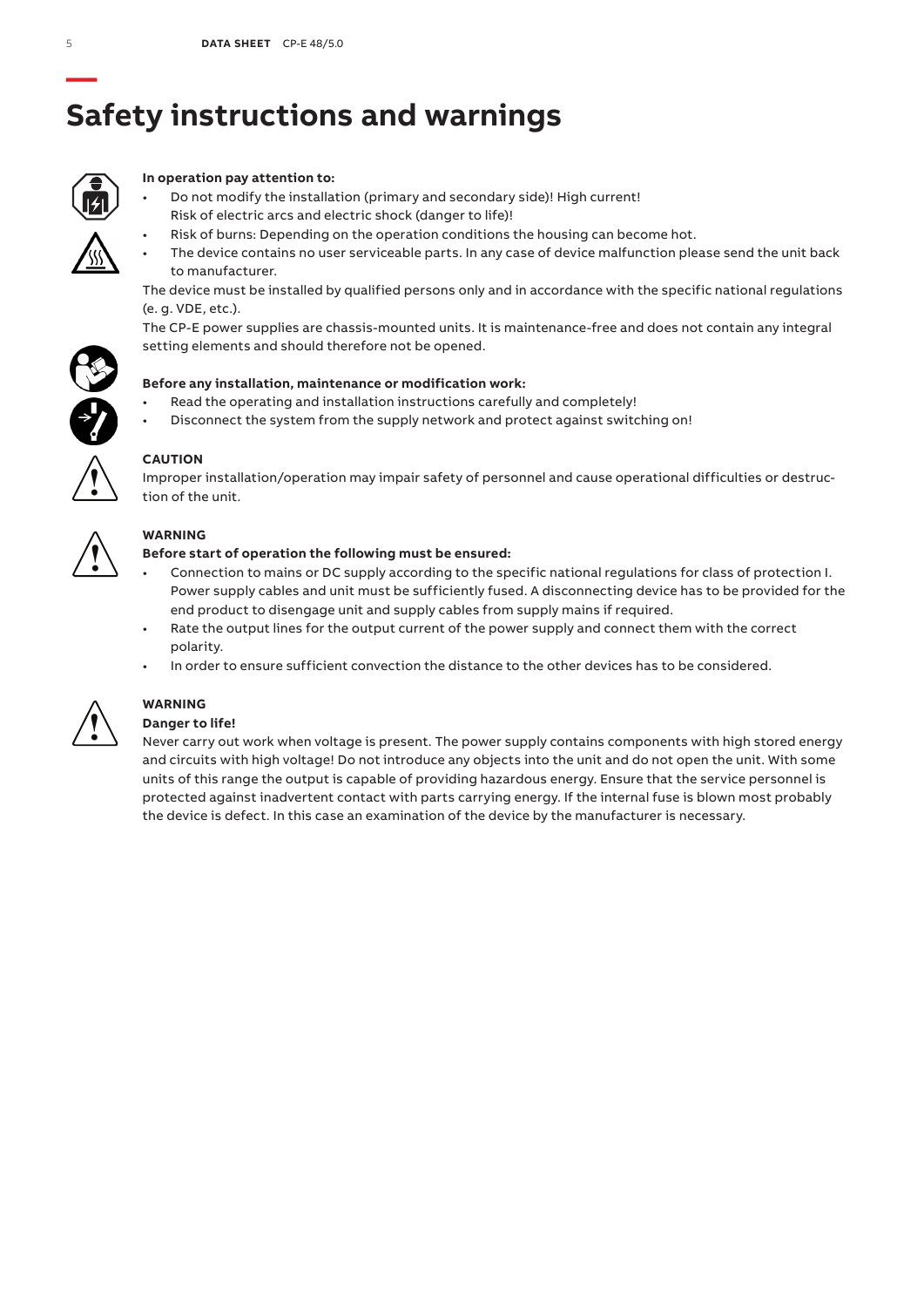# Safety instructions and warnings

**In operation pay attention to:**

- Do not modify the installation (primary and secondary side)! High current! Risk of electric arcs and electric shock (danger to life)!
- Risk of burns: Depending on the operation conditions the housing can become hot.
- The device contains no user serviceable parts. In any case of device malfunction please send the unit back to manufacturer.

The device must be installed by qualified persons only and in accordance with the specific national regulations (e. g. VDE, etc.).

The CP-E power supplies are chassis-mounted units. It is maintenance-free and does not contain any integral setting elements and should therefore not be opened.

**Before any installation, maintenance or modification work:**

- Read the operating and installation instructions carefully and completely!
- Disconnect the system from the supply network and protect against switching on!

**CAUTION**

Improper installation/operation may impair safety of personnel and cause operational difficulties or destruction of the unit.

**WARNING**

**Before start of operation the following must be ensured:**

- Connection to mains or DC supply according to the specific national regulations for class of protection I. Power supply cables and unit must be sufficiently fused. A disconnecting device has to be provided for the end product to disengage unit and supply cables from supply mains if required.
- Rate the output lines for the output current of the power supply and connect them with the correct polarity.
- In order to ensure sufficient convection the distance to the other devices has to be considered.

**WARNING**

**Danger to life!**

Never carry out work when voltage is present. The power supply contains components with high stored energy and circuits with high voltage! Do not introduce any objects into the unit and do not open the unit. With some units of this range the output is capable of providing hazardous energy. Ensure that the service personnel is protected against inadvertent contact with parts carrying energy. If the internal fuse is blown most probably the device is defect. In this case an examination of the device by the manufacturer is necessary.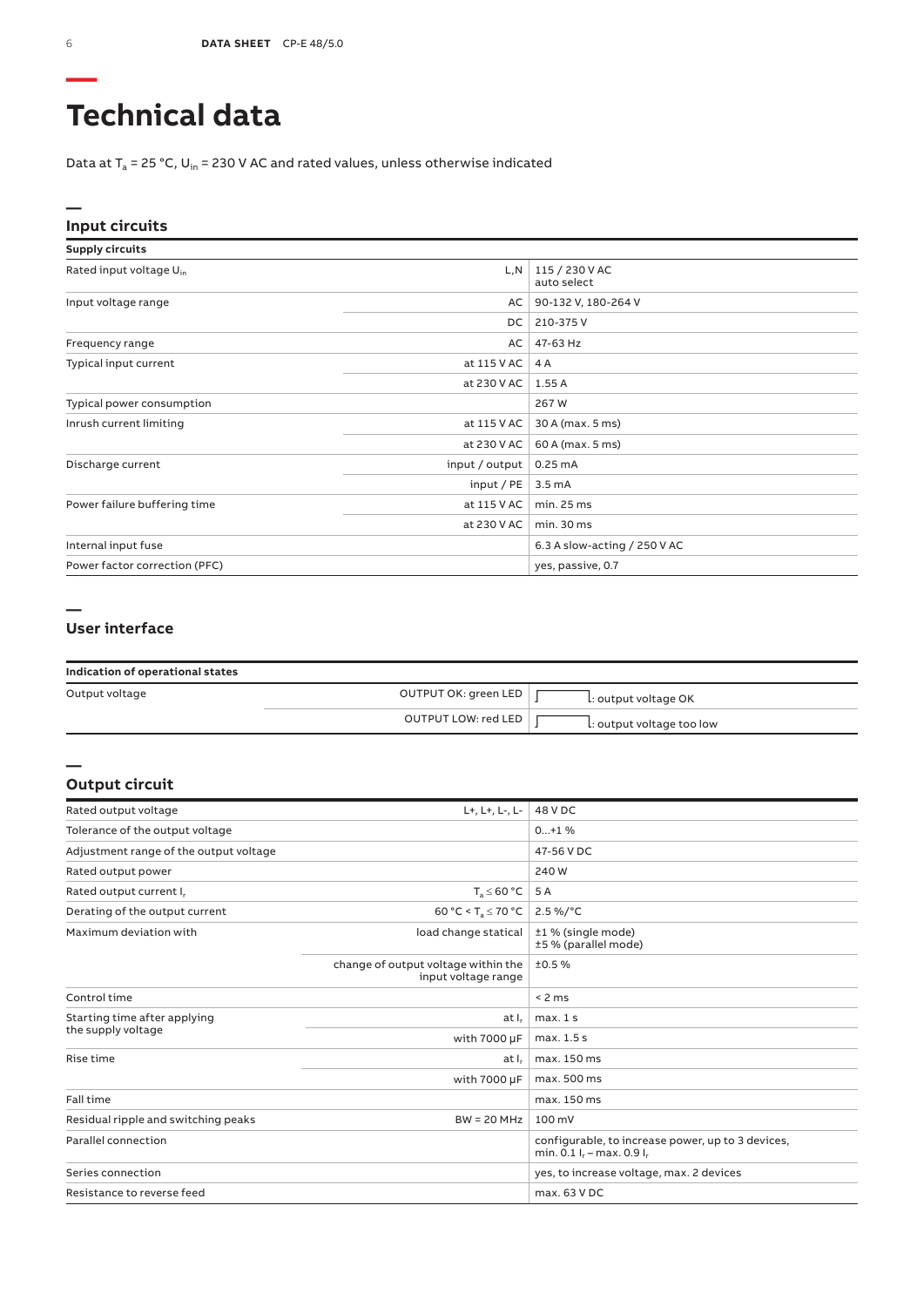# Technical data

Data at $T_a$ = 25 °C, $U_{in}$ = 230 V AC and rated values, unless otherwise indicated

## Input circuits

| Supply circuits | | |
|---|---|---|
| Rated input voltage $U_{in}$ | L,N | 115 / 230 V AC auto select |
| Input voltage range | AC | 90-132 V, 180-264 V |
| | DC | 210-375 V |
| Frequency range | AC | 47-63 Hz |
| Typical input current | at 115 V AC | 4 A |
| | at 230 V AC | 1.55 A |
| Typical power consumption | | 267 W |
| Inrush current limiting | at 115 V AC | 30 A (max. 5 ms) |
| | at 230 V AC | 60 A (max. 5 ms) |
| Discharge current | input / output | 0.25 mA |
| | input / PE | 3.5 mA |
| Power failure buffering time | at 115 V AC | min. 25 ms |
| | at 230 V AC | min. 30 ms |
| Internal input fuse | | 6.3 A slow-acting / 250 V AC |
| Power factor correction (PFC) | | yes, passive, 0.7 |

## User interface

| Indication of operational states | | |
|---|---|---|
| Output voltage | OUTPUT OK: green LED | : output voltage OK |
| | OUTPUT LOW: red LED | : output voltage too low |

## Output circuit

| | | |
|---|---|---|
| Rated output voltage | L+, L+, L-, L- | 48 V DC |
| Tolerance of the output voltage | | 0...+1 % |
| Adjustment range of the output voltage | | 47-56 V DC |
| Rated output power | | 240 W |
| Rated output current $I_r$ | $T_a \leq 60$ °C | 5 A |
| Derating of the output current | 60 °C < $T_a \leq 70$ °C | 2.5 %/°C |
| Maximum deviation with | load change statical | ±1 % (single mode) ±5 % (parallel mode) |
| | change of output voltage within the input voltage range | ±0.5 % |
| Control time | | < 2 ms |
| Starting time after applying the supply voltage | at $I_r$ | max. 1 s |
| | with 7000 µF | max. 1.5 s |
| Rise time | at $I_r$ | max. 150 ms |
| | with 7000 µF | max. 500 ms |
| Fall time | | max. 150 ms |
| Residual ripple and switching peaks | BW = 20 MHz | 100 mV |
| Parallel connection | | configurable, to increase power, up to 3 devices, min. 0.1 $I_r$ – max. 0.9 $I_r$ |
| Series connection | | yes, to increase voltage, max. 2 devices |
| Resistance to reverse feed | | max. 63 V DC |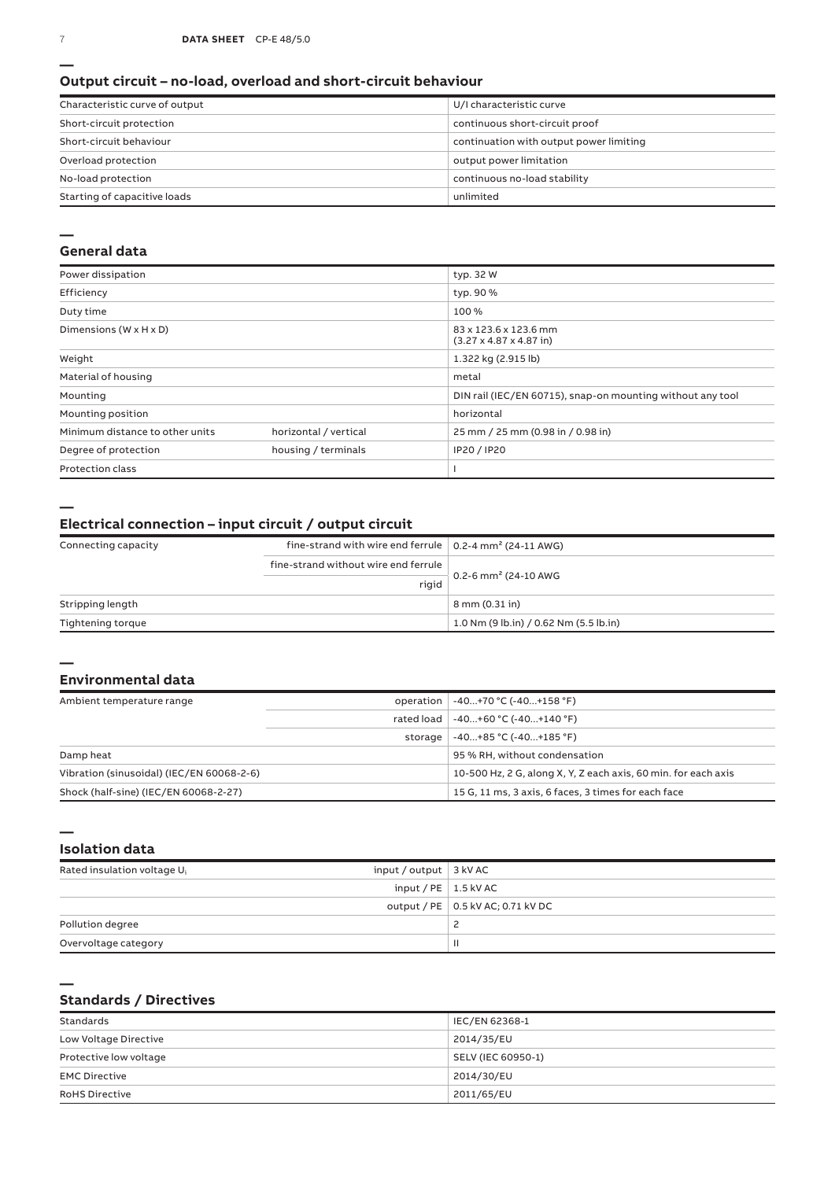## Output circuit – no-load, overload and short-circuit behaviour

| | |
|---|---|
| Characteristic curve of output | U/I characteristic curve |
| Short-circuit protection | continuous short-circuit proof |
| Short-circuit behaviour | continuation with output power limiting |
| Overload protection | output power limitation |
| No-load protection | continuous no-load stability |
| Starting of capacitive loads | unlimited |

## General data

| | | |
|---|---|---|
| Power dissipation | | typ. 32 W |
| Efficiency | | typ. 90 % |
| Duty time | | 100 % |
| Dimensions (W x H x D) | | 83 x 123.6 x 123.6 mm (3.27 x 4.87 x 4.87 in) |
| Weight | | 1.322 kg (2.915 lb) |
| Material of housing | | metal |
| Mounting | | DIN rail (IEC/EN 60715), snap-on mounting without any tool |
| Mounting position | | horizontal |
| Minimum distance to other units | horizontal / vertical | 25 mm / 25 mm (0.98 in / 0.98 in) |
| Degree of protection | housing / terminals | IP20 / IP20 |
| Protection class | | I |

## Electrical connection – input circuit / output circuit

| | | |
|---|---|---|
| Connecting capacity | fine-strand with wire end ferrule | 0.2-4 mm² (24-11 AWG) |
| | fine-strand without wire end ferrule | 0.2-6 mm² (24-10 AWG |
| | rigid | |
| Stripping length | | 8 mm (0.31 in) |
| Tightening torque | | 1.0 Nm (9 lb.in) / 0.62 Nm (5.5 lb.in) |

## Environmental data

| | | |
|---|---|---|
| Ambient temperature range | operation | -40...+70 °C (-40...+158 °F) |
| | rated load | -40...+60 °C (-40...+140 °F) |
| | storage | -40...+85 °C (-40...+185 °F) |
| Damp heat | | 95 % RH, without condensation |
| Vibration (sinusoidal) (IEC/EN 60068-2-6) | | 10-500 Hz, 2 G, along X, Y, Z each axis, 60 min. for each axis |
| Shock (half-sine) (IEC/EN 60068-2-27) | | 15 G, 11 ms, 3 axis, 6 faces, 3 times for each face |

## Isolation data

| | | |
|---|---|---|
| Rated insulation voltage $U_i$ | input / output | 3 kV AC |
| | input / PE | 1.5 kV AC |
| | output / PE | 0.5 kV AC; 0.71 kV DC |
| Pollution degree | | 2 |
| Overvoltage category | | II |

## Standards / Directives

| | |
|---|---|
| Standards | IEC/EN 62368-1 |
| Low Voltage Directive | 2014/35/EU |
| Protective low voltage | SELV (IEC 60950-1) |
| EMC Directive | 2014/30/EU |
| RoHS Directive | 2011/65/EU |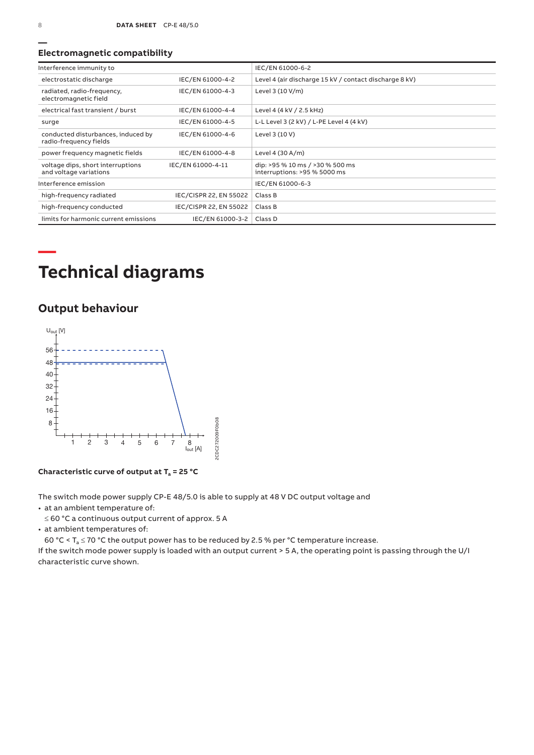## Electromagnetic compatibility

| Interference immunity to | | IEC/EN 61000-6-2 |
|---|---|---|
| electrostatic discharge | IEC/EN 61000-4-2 | Level 4 (air discharge 15 kV / contact discharge 8 kV) |
| radiated, radio-frequency, electromagnetic field | IEC/EN 61000-4-3 | Level 3 (10 V/m) |
| electrical fast transient / burst | IEC/EN 61000-4-4 | Level 4 (4 kV / 2.5 kHz) |
| surge | IEC/EN 61000-4-5 | L-L Level 3 (2 kV) / L-PE Level 4 (4 kV) |
| conducted disturbances, induced by radio-frequency fields | IEC/EN 61000-4-6 | Level 3 (10 V) |
| power frequency magnetic fields | IEC/EN 61000-4-8 | Level 4 (30 A/m) |
| voltage dips, short interruptions and voltage variations | IEC/EN 61000-4-11 | dip: >95 % 10 ms / >30 % 500 ms<br>interruptions: >95 % 5000 ms |
| Interference emission | | IEC/EN 61000-6-3 |
| high-frequency radiated | IEC/CISPR 22, EN 55022 | Class B |
| high-frequency conducted | IEC/CISPR 22, EN 55022 | Class B |
| limits for harmonic current emissions | IEC/EN 61000-3-2 | Class D |

# Technical diagrams

## Output behaviour

**Characteristic curve of output at $T_a$ = 25 °C**

The switch mode power supply CP-E 48/5.0 is able to supply at 48 V DC output voltage and

- at an ambient temperature of:
  ≤ 60 °C a continuous output current of approx. 5 A
- at ambient temperatures of:
  60 °C < $T_a$ ≤ 70 °C the output power has to be reduced by 2.5 % per °C temperature increase.

If the switch mode power supply is loaded with an output current > 5 A, the operating point is passing through the U/I characteristic curve shown.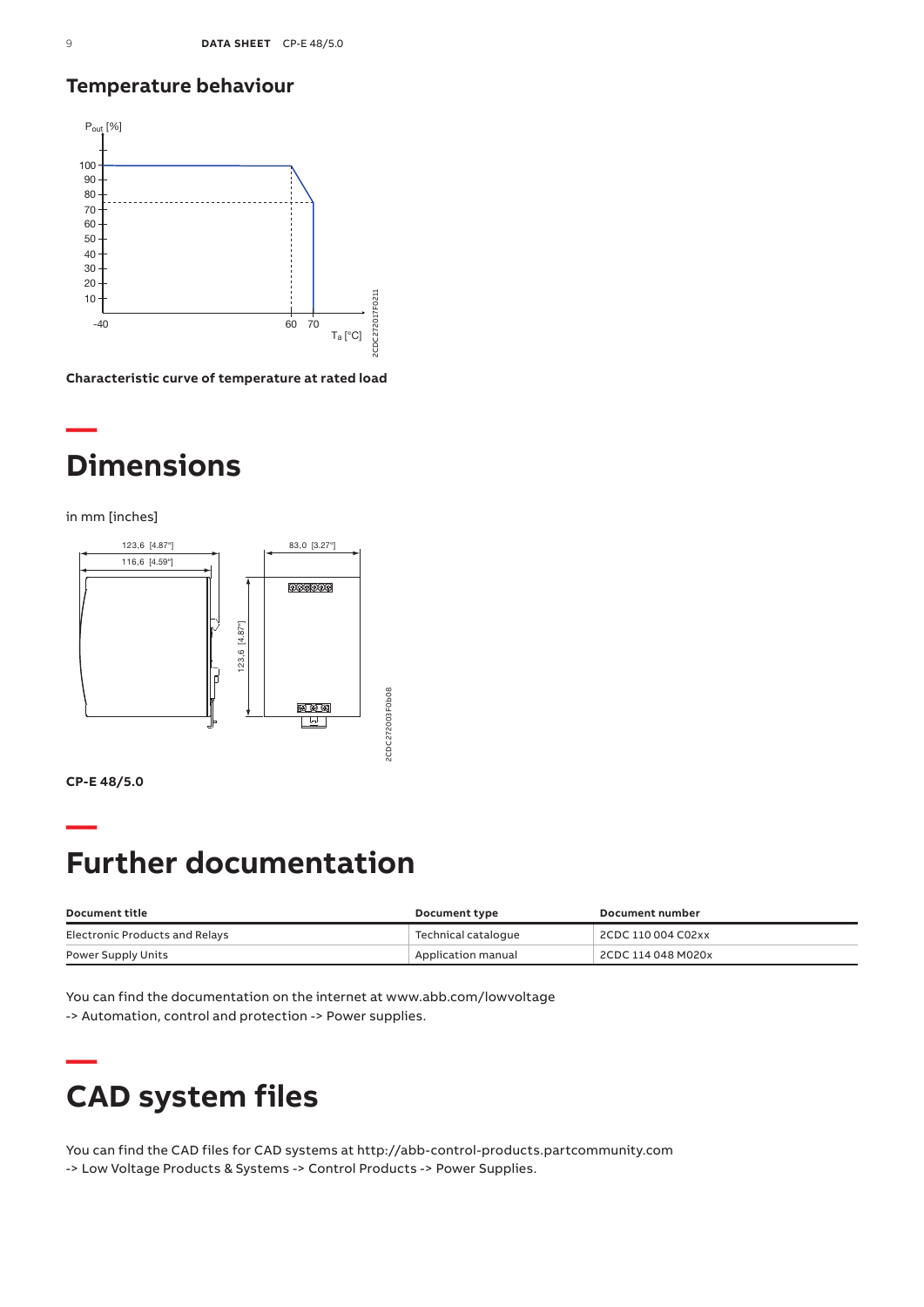## Temperature behaviour

Characteristic curve of temperature at rated load

# Dimensions

in mm [inches]

CP-E 48/5.0

# Further documentation

| Document title | Document type | Document number |
| --- | --- | --- |
| Electronic Products and Relays | Technical catalogue | 2CDC 110 004 C02xx |
| Power Supply Units | Application manual | 2CDC 114 048 M020x |

You can find the documentation on the internet at www.abb.com/lowvoltage
-> Automation, control and protection -> Power supplies.

# CAD system files

You can find the CAD files for CAD systems at http://abb-control-products.partcommunity.com
-> Low Voltage Products & Systems -> Control Products -> Power Supplies.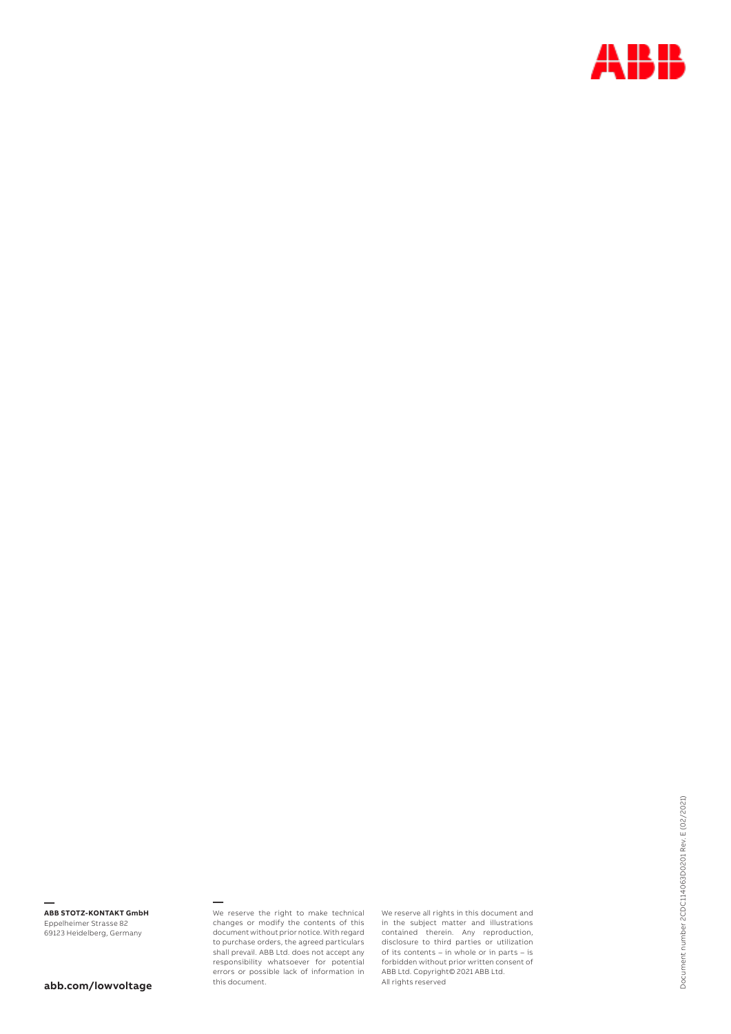—

**ABB STOTZ-KONTAKT GmbH**
Eppelheimer Strasse 82
69123 Heidelberg, Germany

**abb.com/lowvoltage**

—

We reserve the right to make technical changes or modify the contents of this document without prior notice. With regard to purchase orders, the agreed particulars shall prevail. ABB Ltd. does not accept any responsibility whatsoever for potential errors or possible lack of information in this document.

We reserve all rights in this document and in the subject matter and illustrations contained therein. Any reproduction, disclosure to third parties or utilization of its contents – in whole or in parts – is forbidden without prior written consent of ABB Ltd. Copyright© 2021 ABB Ltd.
All rights reserved

Document number 2CDC114063D0201 Rev. E (02/2021)